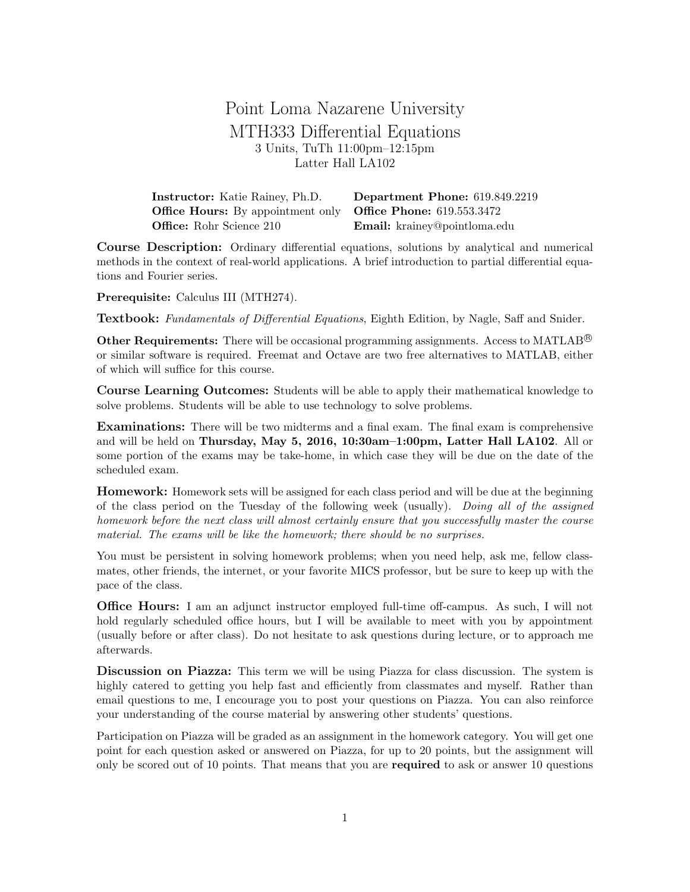# Point Loma Nazarene University
# MTH333 Differential Equations

3 Units, TuTh 11:00pm–12:15pm
Latter Hall LA102

| | |
|---|---|
| **Instructor:** Katie Rainey, Ph.D. | **Department Phone:** 619.849.2219 |
| **Office Hours:** By appointment only | **Office Phone:** 619.553.3472 |
| **Office:** Rohr Science 210 | **Email:** krainey@pointloma.edu |

**Course Description:** Ordinary differential equations, solutions by analytical and numerical methods in the context of real-world applications. A brief introduction to partial differential equations and Fourier series.

**Prerequisite:** Calculus III (MTH274).

**Textbook:** *Fundamentals of Differential Equations*, Eighth Edition, by Nagle, Saff and Snider.

**Other Requirements:** There will be occasional programming assignments. Access to MATLAB® or similar software is required. Freemat and Octave are two free alternatives to MATLAB, either of which will suffice for this course.

**Course Learning Outcomes:** Students will be able to apply their mathematical knowledge to solve problems. Students will be able to use technology to solve problems.

**Examinations:** There will be two midterms and a final exam. The final exam is comprehensive and will be held on **Thursday, May 5, 2016, 10:30am–1:00pm, Latter Hall LA102**. All or some portion of the exams may be take-home, in which case they will be due on the date of the scheduled exam.

**Homework:** Homework sets will be assigned for each class period and will be due at the beginning of the class period on the Tuesday of the following week (usually). *Doing all of the assigned homework before the next class will almost certainly ensure that you successfully master the course material. The exams will be like the homework; there should be no surprises.*

You must be persistent in solving homework problems; when you need help, ask me, fellow classmates, other friends, the internet, or your favorite MICS professor, but be sure to keep up with the pace of the class.

**Office Hours:** I am an adjunct instructor employed full-time off-campus. As such, I will not hold regularly scheduled office hours, but I will be available to meet with you by appointment (usually before or after class). Do not hesitate to ask questions during lecture, or to approach me afterwards.

**Discussion on Piazza:** This term we will be using Piazza for class discussion. The system is highly catered to getting you help fast and efficiently from classmates and myself. Rather than email questions to me, I encourage you to post your questions on Piazza. You can also reinforce your understanding of the course material by answering other students' questions.

Participation on Piazza will be graded as an assignment in the homework category. You will get one point for each question asked or answered on Piazza, for up to 20 points, but the assignment will only be scored out of 10 points. That means that you are **required** to ask or answer 10 questions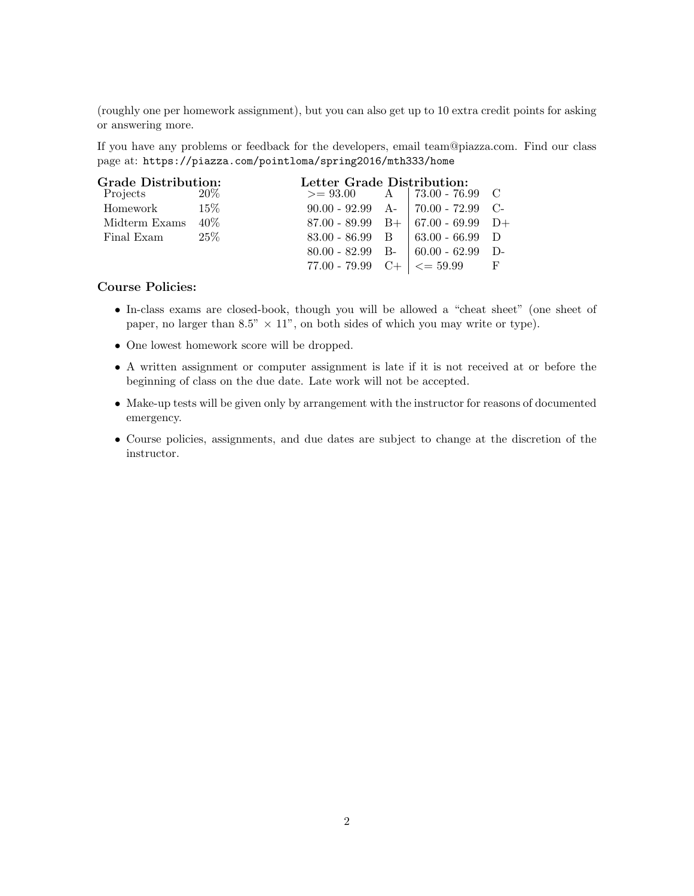(roughly one per homework assignment), but you can also get up to 10 extra credit points for asking or answering more.

If you have any problems or feedback for the developers, email team@piazza.com. Find our class page at: `https://piazza.com/pointloma/spring2016/mth333/home`

**Grade Distribution:**

| | |
|---|---|
| Projects | 20% |
| Homework | 15% |
| Midterm Exams | 40% |
| Final Exam | 25% |

**Letter Grade Distribution:**

| | | | |
|---|---|---|---|
| >= 93.00 | A | 73.00 - 76.99 | C |
| 90.00 - 92.99 | A- | 70.00 - 72.99 | C- |
| 87.00 - 89.99 | B+ | 67.00 - 69.99 | D+ |
| 83.00 - 86.99 | B | 63.00 - 66.99 | D |
| 80.00 - 82.99 | B- | 60.00 - 62.99 | D- |
| 77.00 - 79.99 | C+ | <= 59.99 | F |

**Course Policies:**

- In-class exams are closed-book, though you will be allowed a "cheat sheet" (one sheet of paper, no larger than 8.5" × 11", on both sides of which you may write or type).
- One lowest homework score will be dropped.
- A written assignment or computer assignment is late if it is not received at or before the beginning of class on the due date. Late work will not be accepted.
- Make-up tests will be given only by arrangement with the instructor for reasons of documented emergency.
- Course policies, assignments, and due dates are subject to change at the discretion of the instructor.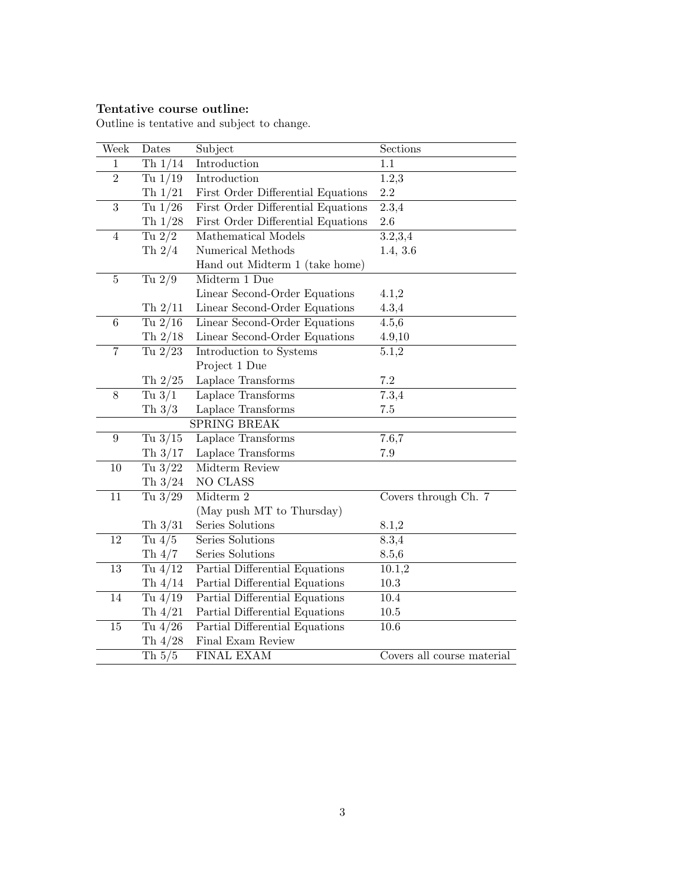**Tentative course outline:**

Outline is tentative and subject to change.

| Week | Dates | Subject | Sections |
|---|---|---|---|
| 1 | Th 1/14 | Introduction | 1.1 |
| 2 | Tu 1/19 | Introduction | 1.2,3 |
| | Th 1/21 | First Order Differential Equations | 2.2 |
| 3 | Tu 1/26 | First Order Differential Equations | 2.3,4 |
| | Th 1/28 | First Order Differential Equations | 2.6 |
| 4 | Tu 2/2 | Mathematical Models | 3.2,3,4 |
| | Th 2/4 | Numerical Methods | 1.4, 3.6 |
| | | Hand out Midterm 1 (take home) | |
| 5 | Tu 2/9 | Midterm 1 Due | |
| | | Linear Second-Order Equations | 4.1,2 |
| | Th 2/11 | Linear Second-Order Equations | 4.3,4 |
| 6 | Tu 2/16 | Linear Second-Order Equations | 4.5,6 |
| | Th 2/18 | Linear Second-Order Equations | 4.9,10 |
| 7 | Tu 2/23 | Introduction to Systems | 5.1,2 |
| | | Project 1 Due | |
| | Th 2/25 | Laplace Transforms | 7.2 |
| 8 | Tu 3/1 | Laplace Transforms | 7.3,4 |
| | Th 3/3 | Laplace Transforms | 7.5 |
| | | SPRING BREAK | |
| 9 | Tu 3/15 | Laplace Transforms | 7.6,7 |
| | Th 3/17 | Laplace Transforms | 7.9 |
| 10 | Tu 3/22 | Midterm Review | |
| | Th 3/24 | NO CLASS | |
| 11 | Tu 3/29 | Midterm 2 | Covers through Ch. 7 |
| | | (May push MT to Thursday) | |
| | Th 3/31 | Series Solutions | 8.1,2 |
| 12 | Tu 4/5 | Series Solutions | 8.3,4 |
| | Th 4/7 | Series Solutions | 8.5,6 |
| 13 | Tu 4/12 | Partial Differential Equations | 10.1,2 |
| | Th 4/14 | Partial Differential Equations | 10.3 |
| 14 | Tu 4/19 | Partial Differential Equations | 10.4 |
| | Th 4/21 | Partial Differential Equations | 10.5 |
| 15 | Tu 4/26 | Partial Differential Equations | 10.6 |
| | Th 4/28 | Final Exam Review | |
| | Th 5/5 | FINAL EXAM | Covers all course material |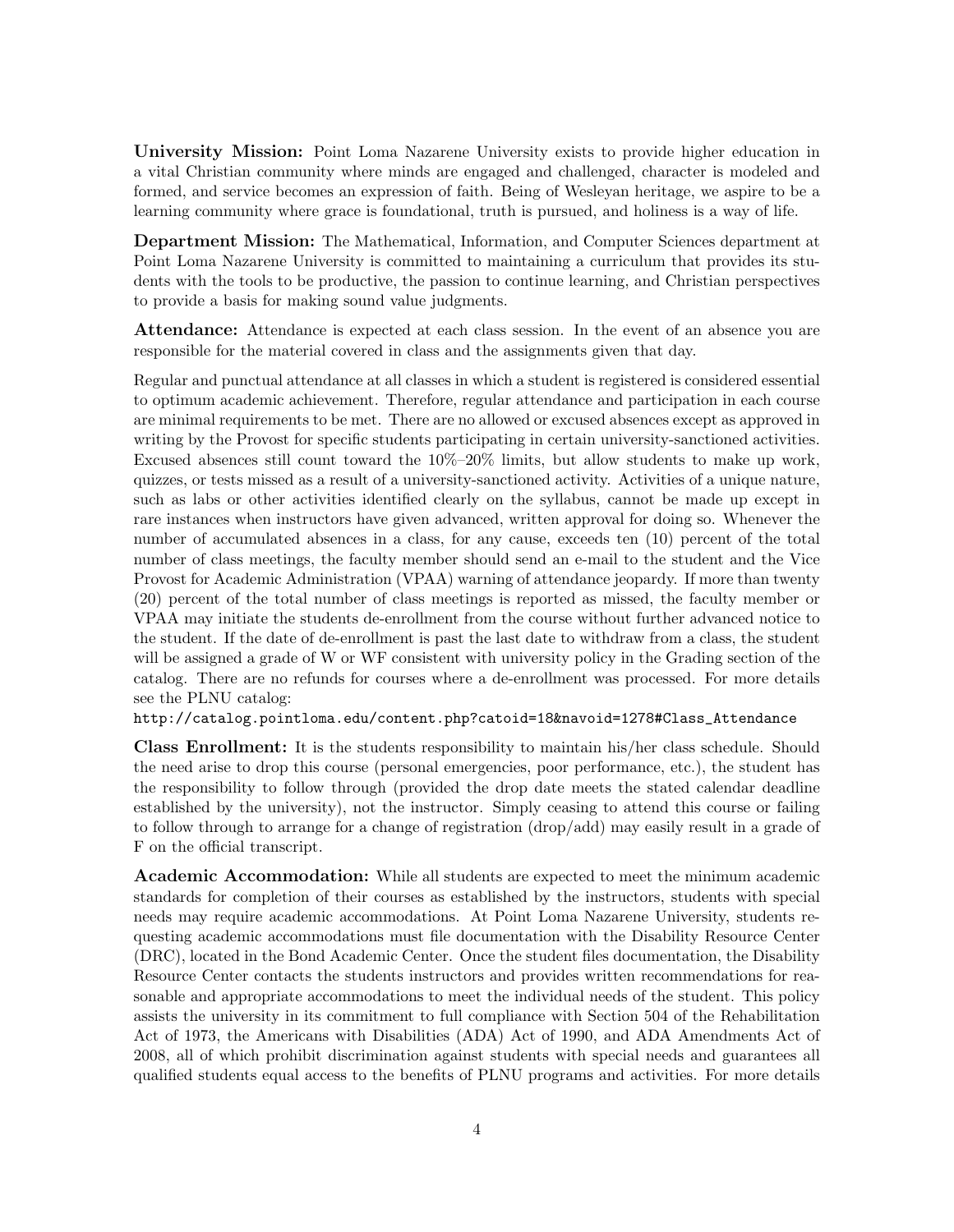**University Mission:** Point Loma Nazarene University exists to provide higher education in a vital Christian community where minds are engaged and challenged, character is modeled and formed, and service becomes an expression of faith. Being of Wesleyan heritage, we aspire to be a learning community where grace is foundational, truth is pursued, and holiness is a way of life.

**Department Mission:** The Mathematical, Information, and Computer Sciences department at Point Loma Nazarene University is committed to maintaining a curriculum that provides its students with the tools to be productive, the passion to continue learning, and Christian perspectives to provide a basis for making sound value judgments.

**Attendance:** Attendance is expected at each class session. In the event of an absence you are responsible for the material covered in class and the assignments given that day.

Regular and punctual attendance at all classes in which a student is registered is considered essential to optimum academic achievement. Therefore, regular attendance and participation in each course are minimal requirements to be met. There are no allowed or excused absences except as approved in writing by the Provost for specific students participating in certain university-sanctioned activities. Excused absences still count toward the 10%–20% limits, but allow students to make up work, quizzes, or tests missed as a result of a university-sanctioned activity. Activities of a unique nature, such as labs or other activities identified clearly on the syllabus, cannot be made up except in rare instances when instructors have given advanced, written approval for doing so. Whenever the number of accumulated absences in a class, for any cause, exceeds ten (10) percent of the total number of class meetings, the faculty member should send an e-mail to the student and the Vice Provost for Academic Administration (VPAA) warning of attendance jeopardy. If more than twenty (20) percent of the total number of class meetings is reported as missed, the faculty member or VPAA may initiate the students de-enrollment from the course without further advanced notice to the student. If the date of de-enrollment is past the last date to withdraw from a class, the student will be assigned a grade of W or WF consistent with university policy in the Grading section of the catalog. There are no refunds for courses where a de-enrollment was processed. For more details see the PLNU catalog:
`http://catalog.pointloma.edu/content.php?catoid=18&navoid=1278#Class_Attendance`

**Class Enrollment:** It is the students responsibility to maintain his/her class schedule. Should the need arise to drop this course (personal emergencies, poor performance, etc.), the student has the responsibility to follow through (provided the drop date meets the stated calendar deadline established by the university), not the instructor. Simply ceasing to attend this course or failing to follow through to arrange for a change of registration (drop/add) may easily result in a grade of F on the official transcript.

**Academic Accommodation:** While all students are expected to meet the minimum academic standards for completion of their courses as established by the instructors, students with special needs may require academic accommodations. At Point Loma Nazarene University, students requesting academic accommodations must file documentation with the Disability Resource Center (DRC), located in the Bond Academic Center. Once the student files documentation, the Disability Resource Center contacts the students instructors and provides written recommendations for reasonable and appropriate accommodations to meet the individual needs of the student. This policy assists the university in its commitment to full compliance with Section 504 of the Rehabilitation Act of 1973, the Americans with Disabilities (ADA) Act of 1990, and ADA Amendments Act of 2008, all of which prohibit discrimination against students with special needs and guarantees all qualified students equal access to the benefits of PLNU programs and activities. For more details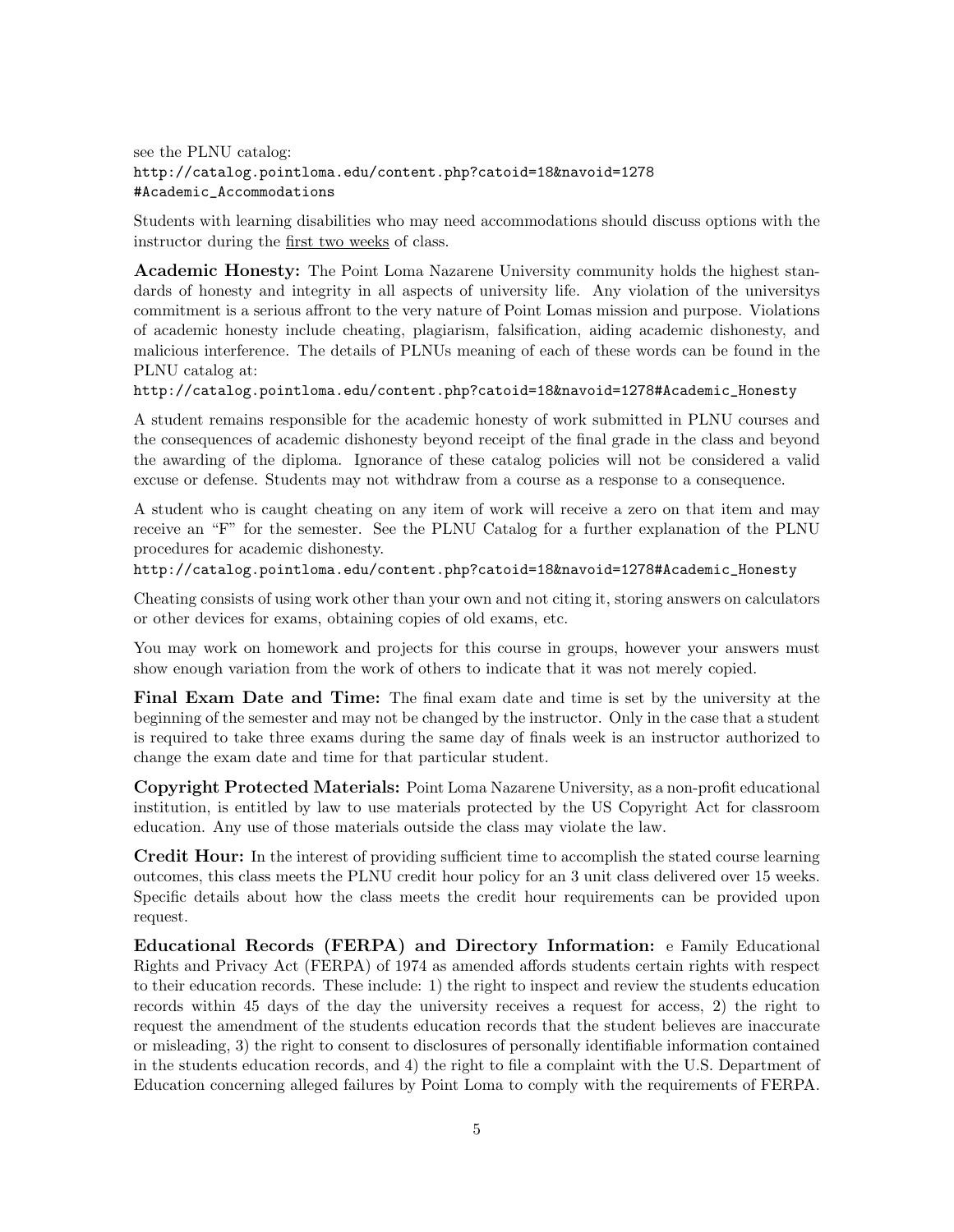see the PLNU catalog:
http://catalog.pointloma.edu/content.php?catoid=18&navoid=1278#Academic_Accommodations

Students with learning disabilities who may need accommodations should discuss options with the instructor during the first two weeks of class.

**Academic Honesty:** The Point Loma Nazarene University community holds the highest standards of honesty and integrity in all aspects of university life. Any violation of the universitys commitment is a serious affront to the very nature of Point Lomas mission and purpose. Violations of academic honesty include cheating, plagiarism, falsification, aiding academic dishonesty, and malicious interference. The details of PLNUs meaning of each of these words can be found in the PLNU catalog at:
http://catalog.pointloma.edu/content.php?catoid=18&navoid=1278#Academic_Honesty

A student remains responsible for the academic honesty of work submitted in PLNU courses and the consequences of academic dishonesty beyond receipt of the final grade in the class and beyond the awarding of the diploma. Ignorance of these catalog policies will not be considered a valid excuse or defense. Students may not withdraw from a course as a response to a consequence.

A student who is caught cheating on any item of work will receive a zero on that item and may receive an "F" for the semester. See the PLNU Catalog for a further explanation of the PLNU procedures for academic dishonesty.
http://catalog.pointloma.edu/content.php?catoid=18&navoid=1278#Academic_Honesty

Cheating consists of using work other than your own and not citing it, storing answers on calculators or other devices for exams, obtaining copies of old exams, etc.

You may work on homework and projects for this course in groups, however your answers must show enough variation from the work of others to indicate that it was not merely copied.

**Final Exam Date and Time:** The final exam date and time is set by the university at the beginning of the semester and may not be changed by the instructor. Only in the case that a student is required to take three exams during the same day of finals week is an instructor authorized to change the exam date and time for that particular student.

**Copyright Protected Materials:** Point Loma Nazarene University, as a non-profit educational institution, is entitled by law to use materials protected by the US Copyright Act for classroom education. Any use of those materials outside the class may violate the law.

**Credit Hour:** In the interest of providing sufficient time to accomplish the stated course learning outcomes, this class meets the PLNU credit hour policy for an 3 unit class delivered over 15 weeks. Specific details about how the class meets the credit hour requirements can be provided upon request.

**Educational Records (FERPA) and Directory Information:** e Family Educational Rights and Privacy Act (FERPA) of 1974 as amended affords students certain rights with respect to their education records. These include: 1) the right to inspect and review the students education records within 45 days of the day the university receives a request for access, 2) the right to request the amendment of the students education records that the student believes are inaccurate or misleading, 3) the right to consent to disclosures of personally identifiable information contained in the students education records, and 4) the right to file a complaint with the U.S. Department of Education concerning alleged failures by Point Loma to comply with the requirements of FERPA.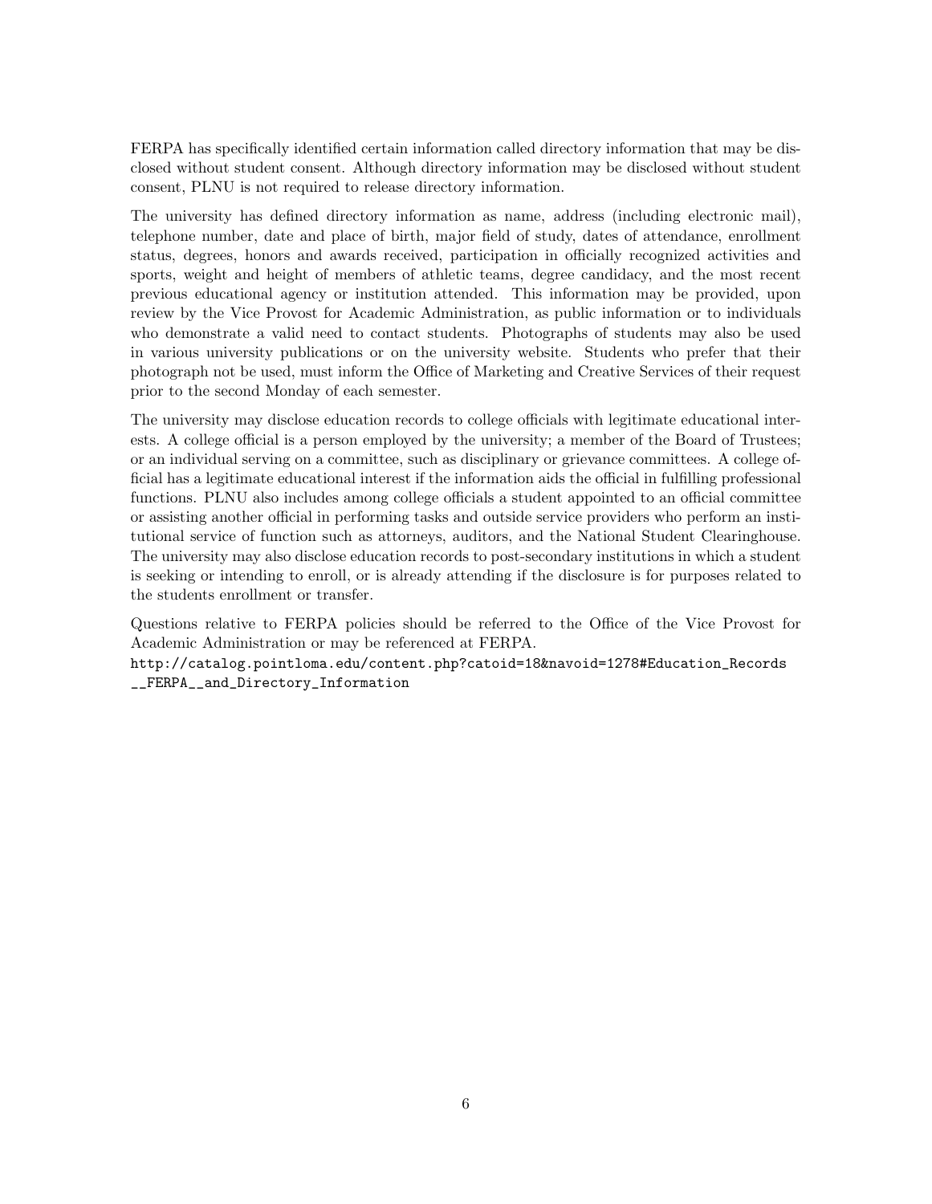FERPA has specifically identified certain information called directory information that may be disclosed without student consent. Although directory information may be disclosed without student consent, PLNU is not required to release directory information.

The university has defined directory information as name, address (including electronic mail), telephone number, date and place of birth, major field of study, dates of attendance, enrollment status, degrees, honors and awards received, participation in officially recognized activities and sports, weight and height of members of athletic teams, degree candidacy, and the most recent previous educational agency or institution attended. This information may be provided, upon review by the Vice Provost for Academic Administration, as public information or to individuals who demonstrate a valid need to contact students. Photographs of students may also be used in various university publications or on the university website. Students who prefer that their photograph not be used, must inform the Office of Marketing and Creative Services of their request prior to the second Monday of each semester.

The university may disclose education records to college officials with legitimate educational interests. A college official is a person employed by the university; a member of the Board of Trustees; or an individual serving on a committee, such as disciplinary or grievance committees. A college official has a legitimate educational interest if the information aids the official in fulfilling professional functions. PLNU also includes among college officials a student appointed to an official committee or assisting another official in performing tasks and outside service providers who perform an institutional service of function such as attorneys, auditors, and the National Student Clearinghouse. The university may also disclose education records to post-secondary institutions in which a student is seeking or intending to enroll, or is already attending if the disclosure is for purposes related to the students enrollment or transfer.

Questions relative to FERPA policies should be referred to the Office of the Vice Provost for Academic Administration or may be referenced at FERPA.
`http://catalog.pointloma.edu/content.php?catoid=18&navoid=1278#Education_Records__FERPA__and_Directory_Information`